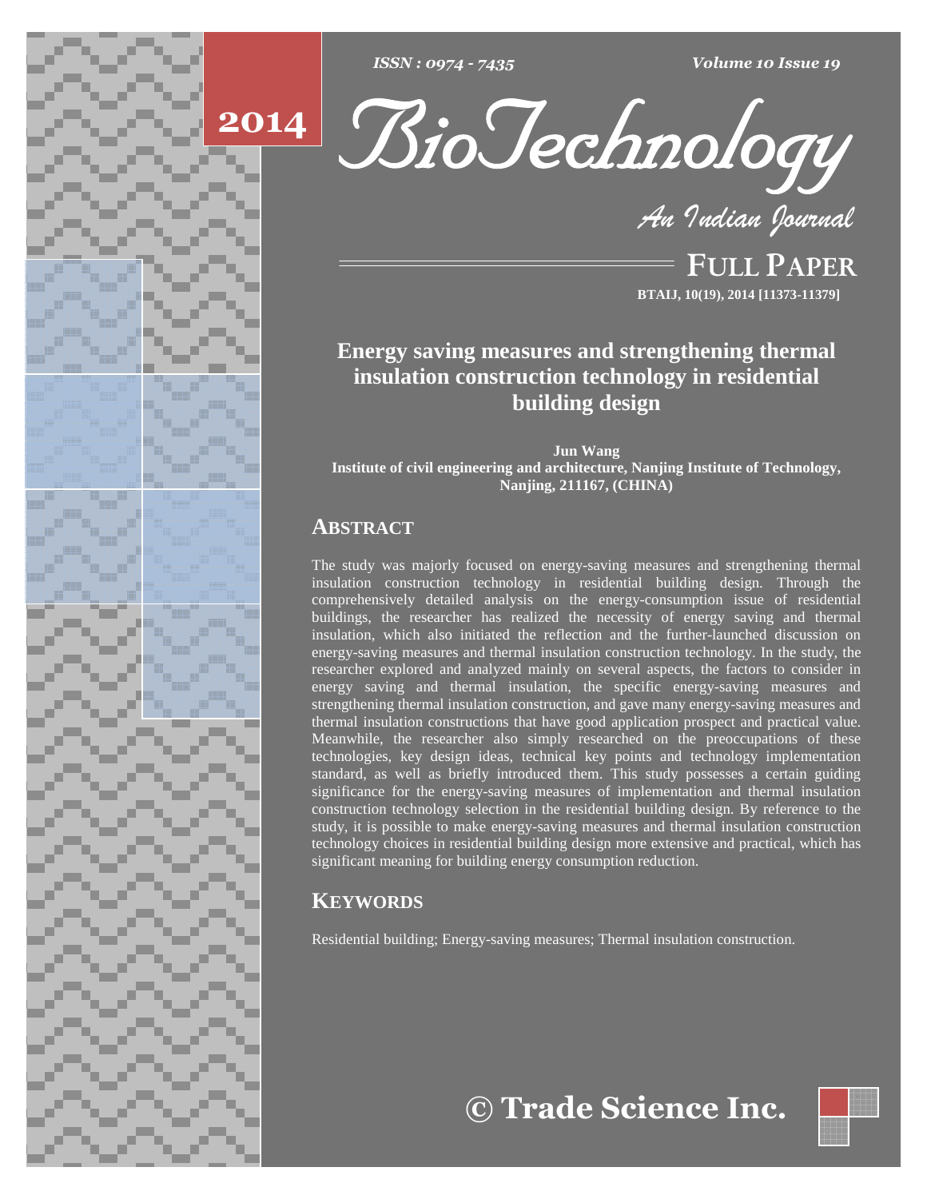# Energy saving measures and strengthening thermal insulation construction technology in residential building design

**Jun Wang**
**Institute of civil engineering and architecture, Nanjing Institute of Technology, Nanjing, 211167, (CHINA)**

## ABSTRACT

The study was majorly focused on energy-saving measures and strengthening thermal insulation construction technology in residential building design. Through the comprehensively detailed analysis on the energy-consumption issue of residential buildings, the researcher has realized the necessity of energy saving and thermal insulation, which also initiated the reflection and the further-launched discussion on energy-saving measures and thermal insulation construction technology. In the study, the researcher explored and analyzed mainly on several aspects, the factors to consider in energy saving and thermal insulation, the specific energy-saving measures and strengthening thermal insulation construction, and gave many energy-saving measures and thermal insulation constructions that have good application prospect and practical value. Meanwhile, the researcher also simply researched on the preoccupations of these technologies, key design ideas, technical key points and technology implementation standard, as well as briefly introduced them. This study possesses a certain guiding significance for the energy-saving measures of implementation and thermal insulation construction technology selection in the residential building design. By reference to the study, it is possible to make energy-saving measures and thermal insulation construction technology choices in residential building design more extensive and practical, which has significant meaning for building energy consumption reduction.

## KEYWORDS

Residential building; Energy-saving measures; Thermal insulation construction.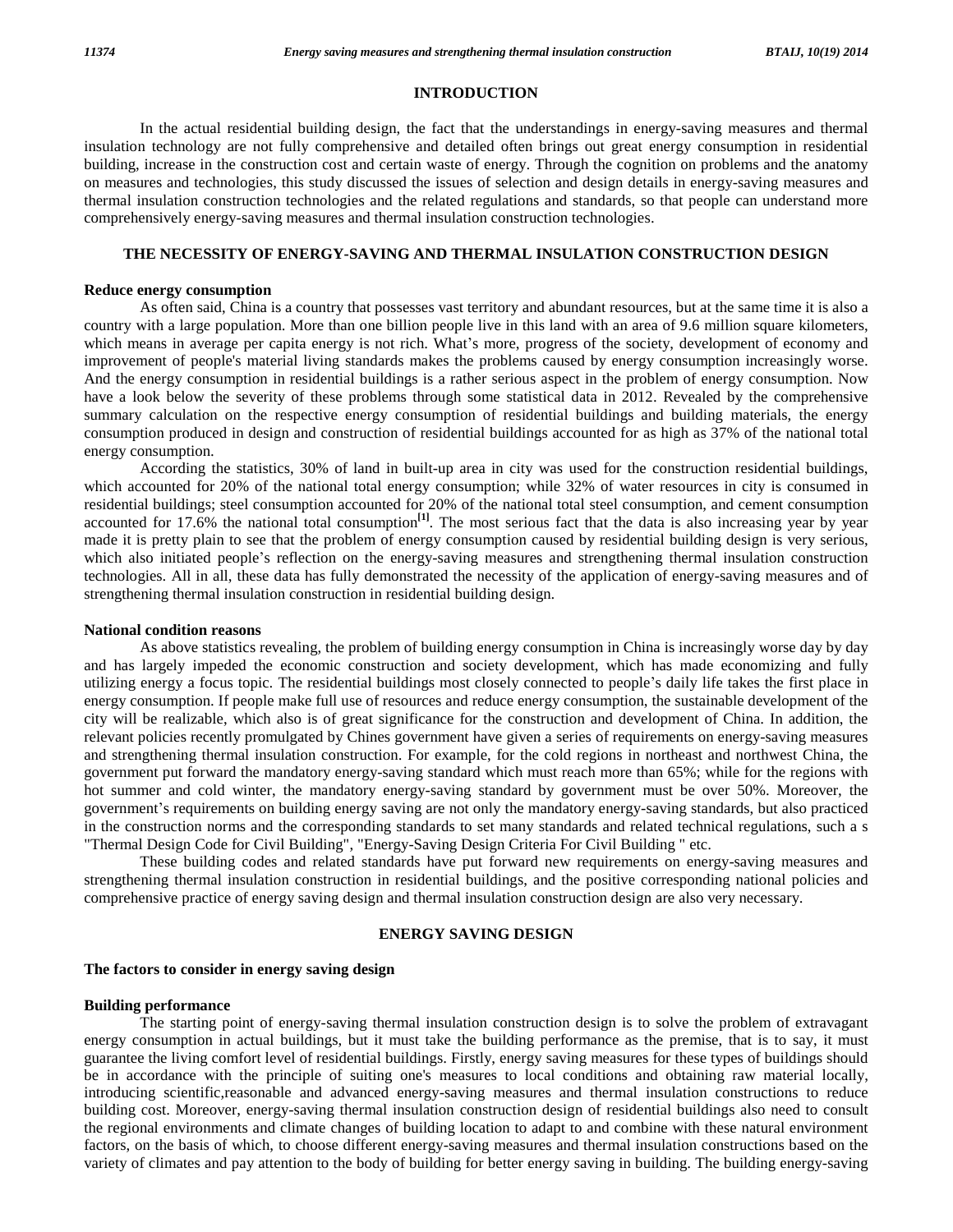## INTRODUCTION

In the actual residential building design, the fact that the understandings in energy-saving measures and thermal insulation technology are not fully comprehensive and detailed often brings out great energy consumption in residential building, increase in the construction cost and certain waste of energy. Through the cognition on problems and the anatomy on measures and technologies, this study discussed the issues of selection and design details in energy-saving measures and thermal insulation construction technologies and the related regulations and standards, so that people can understand more comprehensively energy-saving measures and thermal insulation construction technologies.

## THE NECESSITY OF ENERGY-SAVING AND THERMAL INSULATION CONSTRUCTION DESIGN

### Reduce energy consumption

As often said, China is a country that possesses vast territory and abundant resources, but at the same time it is also a country with a large population. More than one billion people live in this land with an area of 9.6 million square kilometers, which means in average per capita energy is not rich. What's more, progress of the society, development of economy and improvement of people's material living standards makes the problems caused by energy consumption increasingly worse. And the energy consumption in residential buildings is a rather serious aspect in the problem of energy consumption. Now have a look below the severity of these problems through some statistical data in 2012. Revealed by the comprehensive summary calculation on the respective energy consumption of residential buildings and building materials, the energy consumption produced in design and construction of residential buildings accounted for as high as 37% of the national total energy consumption.

According the statistics, 30% of land in built-up area in city was used for the construction residential buildings, which accounted for 20% of the national total energy consumption; while 32% of water resources in city is consumed in residential buildings; steel consumption accounted for 20% of the national total steel consumption, and cement consumption accounted for 17.6% the national total consumption[1]. The most serious fact that the data is also increasing year by year made it is pretty plain to see that the problem of energy consumption caused by residential building design is very serious, which also initiated people's reflection on the energy-saving measures and strengthening thermal insulation construction technologies. All in all, these data has fully demonstrated the necessity of the application of energy-saving measures and of strengthening thermal insulation construction in residential building design.

### National condition reasons

As above statistics revealing, the problem of building energy consumption in China is increasingly worse day by day and has largely impeded the economic construction and society development, which has made economizing and fully utilizing energy a focus topic. The residential buildings most closely connected to people's daily life takes the first place in energy consumption. If people make full use of resources and reduce energy consumption, the sustainable development of the city will be realizable, which also is of great significance for the construction and development of China. In addition, the relevant policies recently promulgated by Chines government have given a series of requirements on energy-saving measures and strengthening thermal insulation construction. For example, for the cold regions in northeast and northwest China, the government put forward the mandatory energy-saving standard which must reach more than 65%; while for the regions with hot summer and cold winter, the mandatory energy-saving standard by government must be over 50%. Moreover, the government's requirements on building energy saving are not only the mandatory energy-saving standards, but also practiced in the construction norms and the corresponding standards to set many standards and related technical regulations, such a s "Thermal Design Code for Civil Building", "Energy-Saving Design Criteria For Civil Building " etc.

These building codes and related standards have put forward new requirements on energy-saving measures and strengthening thermal insulation construction in residential buildings, and the positive corresponding national policies and comprehensive practice of energy saving design and thermal insulation construction design are also very necessary.

## ENERGY SAVING DESIGN

### The factors to consider in energy saving design

#### Building performance

The starting point of energy-saving thermal insulation construction design is to solve the problem of extravagant energy consumption in actual buildings, but it must take the building performance as the premise, that is to say, it must guarantee the living comfort level of residential buildings. Firstly, energy saving measures for these types of buildings should be in accordance with the principle of suiting one's measures to local conditions and obtaining raw material locally, introducing scientific,reasonable and advanced energy-saving measures and thermal insulation constructions to reduce building cost. Moreover, energy-saving thermal insulation construction design of residential buildings also need to consult the regional environments and climate changes of building location to adapt to and combine with these natural environment factors, on the basis of which, to choose different energy-saving measures and thermal insulation constructions based on the variety of climates and pay attention to the body of building for better energy saving in building. The building energy-saving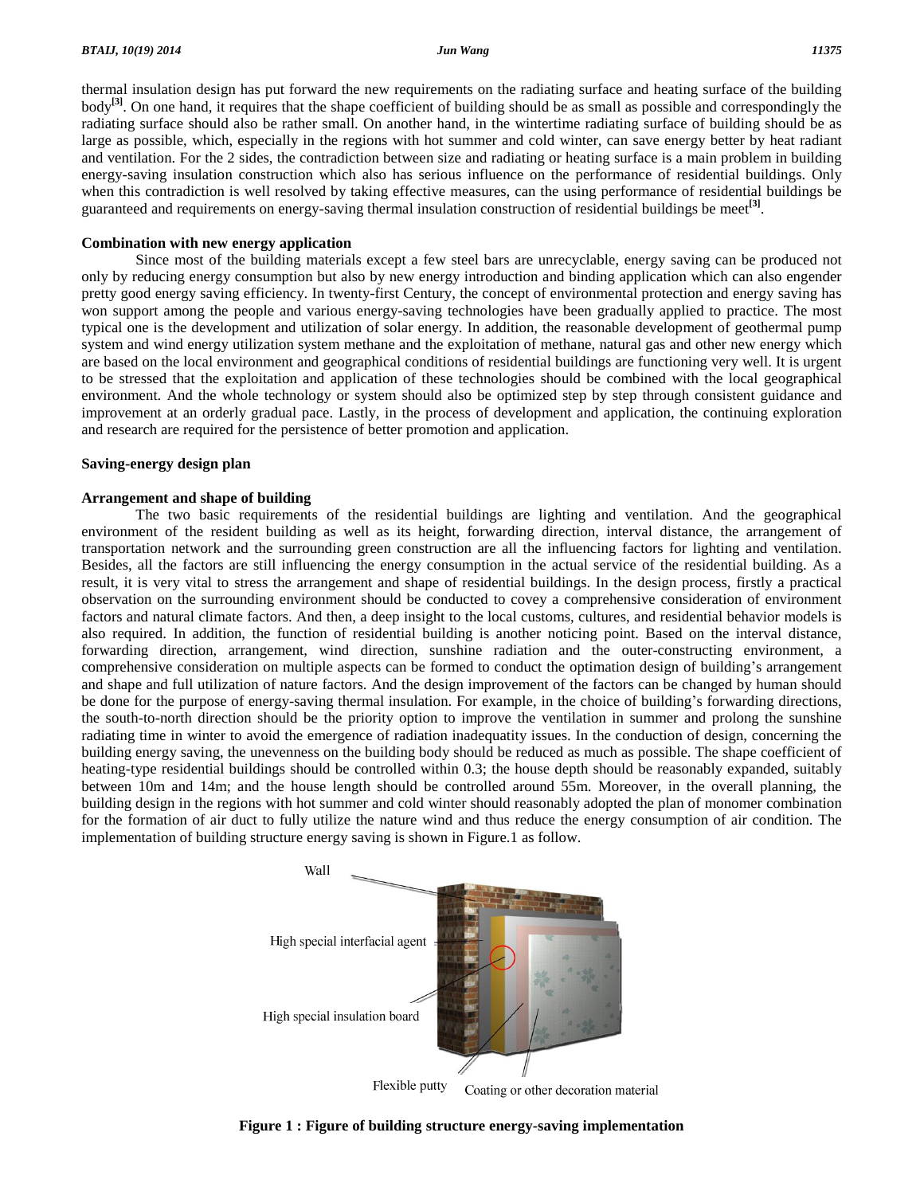thermal insulation design has put forward the new requirements on the radiating surface and heating surface of the building body[3]. On one hand, it requires that the shape coefficient of building should be as small as possible and correspondingly the radiating surface should also be rather small. On another hand, in the wintertime radiating surface of building should be as large as possible, which, especially in the regions with hot summer and cold winter, can save energy better by heat radiant and ventilation. For the 2 sides, the contradiction between size and radiating or heating surface is a main problem in building energy-saving insulation construction which also has serious influence on the performance of residential buildings. Only when this contradiction is well resolved by taking effective measures, can the using performance of residential buildings be guaranteed and requirements on energy-saving thermal insulation construction of residential buildings be meet[3].

### Combination with new energy application

Since most of the building materials except a few steel bars are unrecyclable, energy saving can be produced not only by reducing energy consumption but also by new energy introduction and binding application which can also engender pretty good energy saving efficiency. In twenty-first Century, the concept of environmental protection and energy saving has won support among the people and various energy-saving technologies have been gradually applied to practice. The most typical one is the development and utilization of solar energy. In addition, the reasonable development of geothermal pump system and wind energy utilization system methane and the exploitation of methane, natural gas and other new energy which are based on the local environment and geographical conditions of residential buildings are functioning very well. It is urgent to be stressed that the exploitation and application of these technologies should be combined with the local geographical environment. And the whole technology or system should also be optimized step by step through consistent guidance and improvement at an orderly gradual pace. Lastly, in the process of development and application, the continuing exploration and research are required for the persistence of better promotion and application.

## Saving-energy design plan

### Arrangement and shape of building

The two basic requirements of the residential buildings are lighting and ventilation. And the geographical environment of the resident building as well as its height, forwarding direction, interval distance, the arrangement of transportation network and the surrounding green construction are all the influencing factors for lighting and ventilation. Besides, all the factors are still influencing the energy consumption in the actual service of the residential building. As a result, it is very vital to stress the arrangement and shape of residential buildings. In the design process, firstly a practical observation on the surrounding environment should be conducted to covey a comprehensive consideration of environment factors and natural climate factors. And then, a deep insight to the local customs, cultures, and residential behavior models is also required. In addition, the function of residential building is another noticing point. Based on the interval distance, forwarding direction, arrangement, wind direction, sunshine radiation and the outer-constructing environment, a comprehensive consideration on multiple aspects can be formed to conduct the optimation design of building's arrangement and shape and full utilization of nature factors. And the design improvement of the factors can be changed by human should be done for the purpose of energy-saving thermal insulation. For example, in the choice of building's forwarding directions, the south-to-north direction should be the priority option to improve the ventilation in summer and prolong the sunshine radiating time in winter to avoid the emergence of radiation inadequatity issues. In the conduction of design, concerning the building energy saving, the unevenness on the building body should be reduced as much as possible. The shape coefficient of heating-type residential buildings should be controlled within 0.3; the house depth should be reasonably expanded, suitably between 10m and 14m; and the house length should be controlled around 55m. Moreover, in the overall planning, the building design in the regions with hot summer and cold winter should reasonably adopted the plan of monomer combination for the formation of air duct to fully utilize the nature wind and thus reduce the energy consumption of air condition. The implementation of building structure energy saving is shown in Figure.1 as follow.

Wall

High special interfacial agent

High special insulation board

Flexible putty

Coating or other decoration material

**Figure 1 : Figure of building structure energy-saving implementation**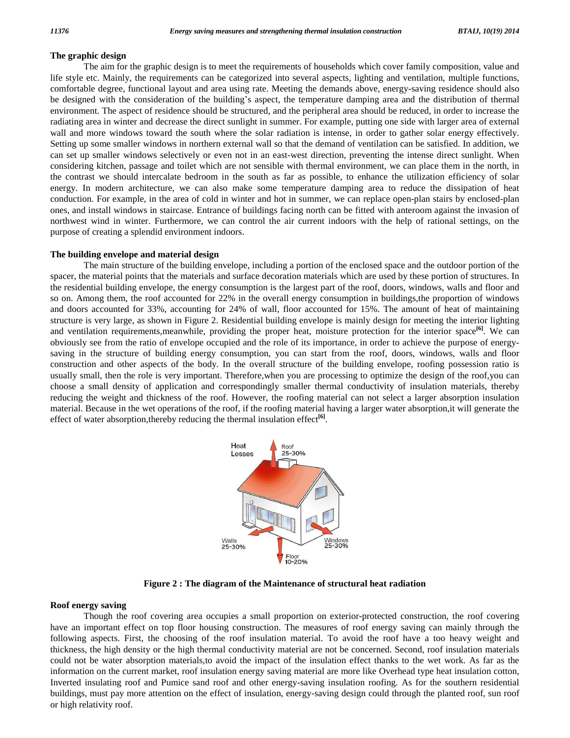### The graphic design

The aim for the graphic design is to meet the requirements of households which cover family composition, value and life style etc. Mainly, the requirements can be categorized into several aspects, lighting and ventilation, multiple functions, comfortable degree, functional layout and area using rate. Meeting the demands above, energy-saving residence should also be designed with the consideration of the building's aspect, the temperature damping area and the distribution of thermal environment. The aspect of residence should be structured, and the peripheral area should be reduced, in order to increase the radiating area in winter and decrease the direct sunlight in summer. For example, putting one side with larger area of external wall and more windows toward the south where the solar radiation is intense, in order to gather solar energy effectively. Setting up some smaller windows in northern external wall so that the demand of ventilation can be satisfied. In addition, we can set up smaller windows selectively or even not in an east-west direction, preventing the intense direct sunlight. When considering kitchen, passage and toilet which are not sensible with thermal environment, we can place them in the north, in the contrast we should intercalate bedroom in the south as far as possible, to enhance the utilization efficiency of solar energy. In modern architecture, we can also make some temperature damping area to reduce the dissipation of heat conduction. For example, in the area of cold in winter and hot in summer, we can replace open-plan stairs by enclosed-plan ones, and install windows in staircase. Entrance of buildings facing north can be fitted with anteroom against the invasion of northwest wind in winter. Furthermore, we can control the air current indoors with the help of rational settings, on the purpose of creating a splendid environment indoors.

### The building envelope and material design

The main structure of the building envelope, including a portion of the enclosed space and the outdoor portion of the spacer, the material points that the materials and surface decoration materials which are used by these portion of structures. In the residential building envelope, the energy consumption is the largest part of the roof, doors, windows, walls and floor and so on. Among them, the roof accounted for 22% in the overall energy consumption in buildings,the proportion of windows and doors accounted for 33%, accounting for 24% of wall, floor accounted for 15%. The amount of heat of maintaining structure is very large, as shown in Figure 2. Residential building envelope is mainly design for meeting the interior lighting and ventilation requirements,meanwhile, providing the proper heat, moisture protection for the interior space[6]. We can obviously see from the ratio of envelope occupied and the role of its importance, in order to achieve the purpose of energy-saving in the structure of building energy consumption, you can start from the roof, doors, windows, walls and floor construction and other aspects of the body. In the overall structure of the building envelope, roofing possession ratio is usually small, then the role is very important. Therefore,when you are processing to optimize the design of the roof,you can choose a small density of application and correspondingly smaller thermal conductivity of insulation materials, thereby reducing the weight and thickness of the roof. However, the roofing material can not select a larger absorption insulation material. Because in the wet operations of the roof, if the roofing material having a larger water absorption,it will generate the effect of water absorption,thereby reducing the thermal insulation effect[6].

Heat Losses — Roof 25-30% — Walls 25-30% — Windows 25-30% — Floor 10-20%

**Figure 2 : The diagram of the Maintenance of structural heat radiation**

### Roof energy saving

Though the roof covering area occupies a small proportion on exterior-protected construction, the roof covering have an important effect on top floor housing construction. The measures of roof energy saving can mainly through the following aspects. First, the choosing of the roof insulation material. To avoid the roof have a too heavy weight and thickness, the high density or the high thermal conductivity material are not be concerned. Second, roof insulation materials could not be water absorption materials,to avoid the impact of the insulation effect thanks to the wet work. As far as the information on the current market, roof insulation energy saving material are more like Overhead type heat insulation cotton, Inverted insulating roof and Pumice sand roof and other energy-saving insulation roofing. As for the southern residential buildings, must pay more attention on the effect of insulation, energy-saving design could through the planted roof, sun roof or high relativity roof.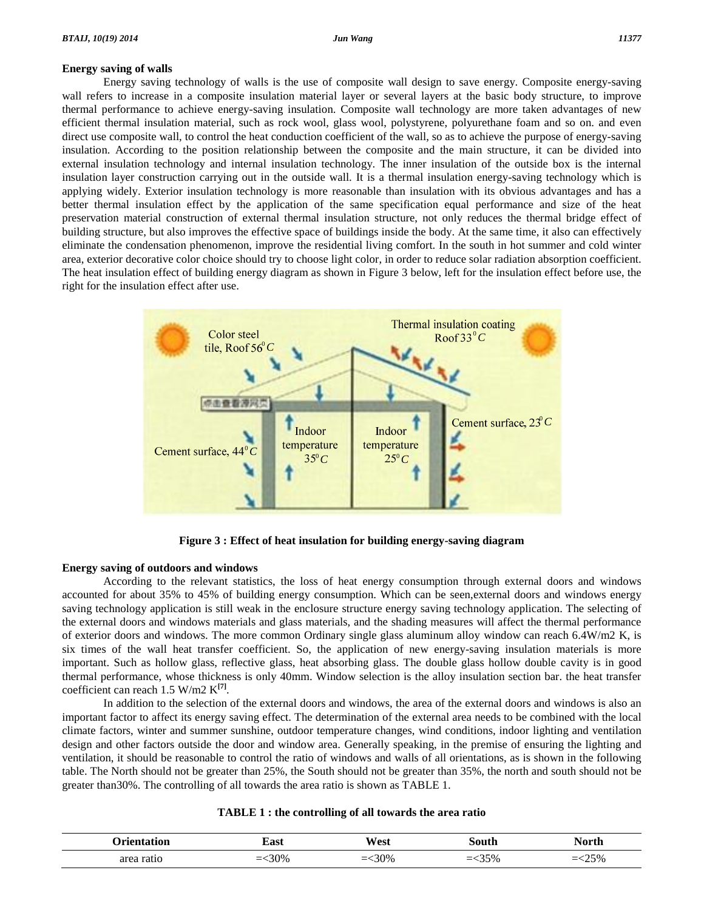### Energy saving of walls

Energy saving technology of walls is the use of composite wall design to save energy. Composite energy-saving wall refers to increase in a composite insulation material layer or several layers at the basic body structure, to improve thermal performance to achieve energy-saving insulation. Composite wall technology are more taken advantages of new efficient thermal insulation material, such as rock wool, glass wool, polystyrene, polyurethane foam and so on. and even direct use composite wall, to control the heat conduction coefficient of the wall, so as to achieve the purpose of energy-saving insulation. According to the position relationship between the composite and the main structure, it can be divided into external insulation technology and internal insulation technology. The inner insulation of the outside box is the internal insulation layer construction carrying out in the outside wall. It is a thermal insulation energy-saving technology which is applying widely. Exterior insulation technology is more reasonable than insulation with its obvious advantages and has a better thermal insulation effect by the application of the same specification equal performance and size of the heat preservation material construction of external thermal insulation structure, not only reduces the thermal bridge effect of building structure, but also improves the effective space of buildings inside the body. At the same time, it also can effectively eliminate the condensation phenomenon, improve the residential living comfort. In the south in hot summer and cold winter area, exterior decorative color choice should try to choose light color, in order to reduce solar radiation absorption coefficient. The heat insulation effect of building energy diagram as shown in Figure 3 below, left for the insulation effect before use, the right for the insulation effect after use.

**Figure 3 : Effect of heat insulation for building energy-saving diagram**

### Energy saving of outdoors and windows

According to the relevant statistics, the loss of heat energy consumption through external doors and windows accounted for about 35% to 45% of building energy consumption. Which can be seen,external doors and windows energy saving technology application is still weak in the enclosure structure energy saving technology application. The selecting of the external doors and windows materials and glass materials, and the shading measures will affect the thermal performance of exterior doors and windows. The more common Ordinary single glass aluminum alloy window can reach 6.4W/m2 K, is six times of the wall heat transfer coefficient. So, the application of new energy-saving insulation materials is more important. Such as hollow glass, reflective glass, heat absorbing glass. The double glass hollow double cavity is in good thermal performance, whose thickness is only 40mm. Window selection is the alloy insulation section bar. the heat transfer coefficient can reach 1.5 W/m2 K[7].

In addition to the selection of the external doors and windows, the area of the external doors and windows is also an important factor to affect its energy saving effect. The determination of the external area needs to be combined with the local climate factors, winter and summer sunshine, outdoor temperature changes, wind conditions, indoor lighting and ventilation design and other factors outside the door and window area. Generally speaking, in the premise of ensuring the lighting and ventilation, it should be reasonable to control the ratio of windows and walls of all orientations, as is shown in the following table. The North should not be greater than 25%, the South should not be greater than 35%, the north and south should not be greater than30%. The controlling of all towards the area ratio is shown as TABLE 1.

**TABLE 1 : the controlling of all towards the area ratio**

| Orientation | East | West | South | North |
|---|---|---|---|---|
| area ratio | =<30% | =<30% | =<35% | =<25% |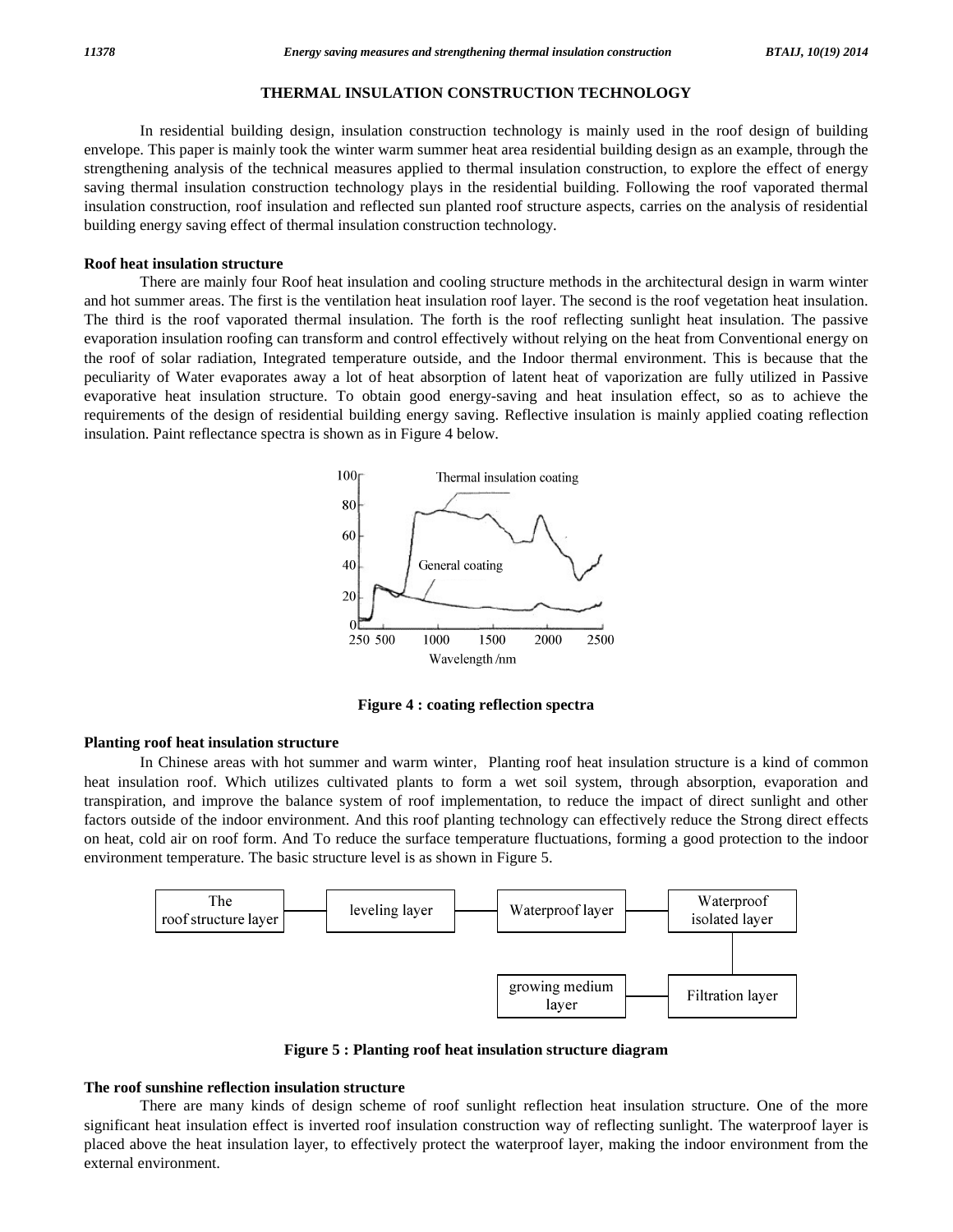## THERMAL INSULATION CONSTRUCTION TECHNOLOGY

In residential building design, insulation construction technology is mainly used in the roof design of building envelope. This paper is mainly took the winter warm summer heat area residential building design as an example, through the strengthening analysis of the technical measures applied to thermal insulation construction, to explore the effect of energy saving thermal insulation construction technology plays in the residential building. Following the roof vaporated thermal insulation construction, roof insulation and reflected sun planted roof structure aspects, carries on the analysis of residential building energy saving effect of thermal insulation construction technology.

### Roof heat insulation structure

There are mainly four Roof heat insulation and cooling structure methods in the architectural design in warm winter and hot summer areas. The first is the ventilation heat insulation roof layer. The second is the roof vegetation heat insulation. The third is the roof vaporated thermal insulation. The forth is the roof reflecting sunlight heat insulation. The passive evaporation insulation roofing can transform and control effectively without relying on the heat from Conventional energy on the roof of solar radiation, Integrated temperature outside, and the Indoor thermal environment. This is because that the peculiarity of Water evaporates away a lot of heat absorption of latent heat of vaporization are fully utilized in Passive evaporative heat insulation structure. To obtain good energy-saving and heat insulation effect, so as to achieve the requirements of the design of residential building energy saving. Reflective insulation is mainly applied coating reflection insulation. Paint reflectance spectra is shown as in Figure 4 below.

**Figure 4 : coating reflection spectra**

### Planting roof heat insulation structure

In Chinese areas with hot summer and warm winter, Planting roof heat insulation structure is a kind of common heat insulation roof. Which utilizes cultivated plants to form a wet soil system, through absorption, evaporation and transpiration, and improve the balance system of roof implementation, to reduce the impact of direct sunlight and other factors outside of the indoor environment. And this roof planting technology can effectively reduce the Strong direct effects on heat, cold air on roof form. And To reduce the surface temperature fluctuations, forming a good protection to the indoor environment temperature. The basic structure level is as shown in Figure 5.

**Figure 5 : Planting roof heat insulation structure diagram**

### The roof sunshine reflection insulation structure

There are many kinds of design scheme of roof sunlight reflection heat insulation structure. One of the more significant heat insulation effect is inverted roof insulation construction way of reflecting sunlight. The waterproof layer is placed above the heat insulation layer, to effectively protect the waterproof layer, making the indoor environment from the external environment.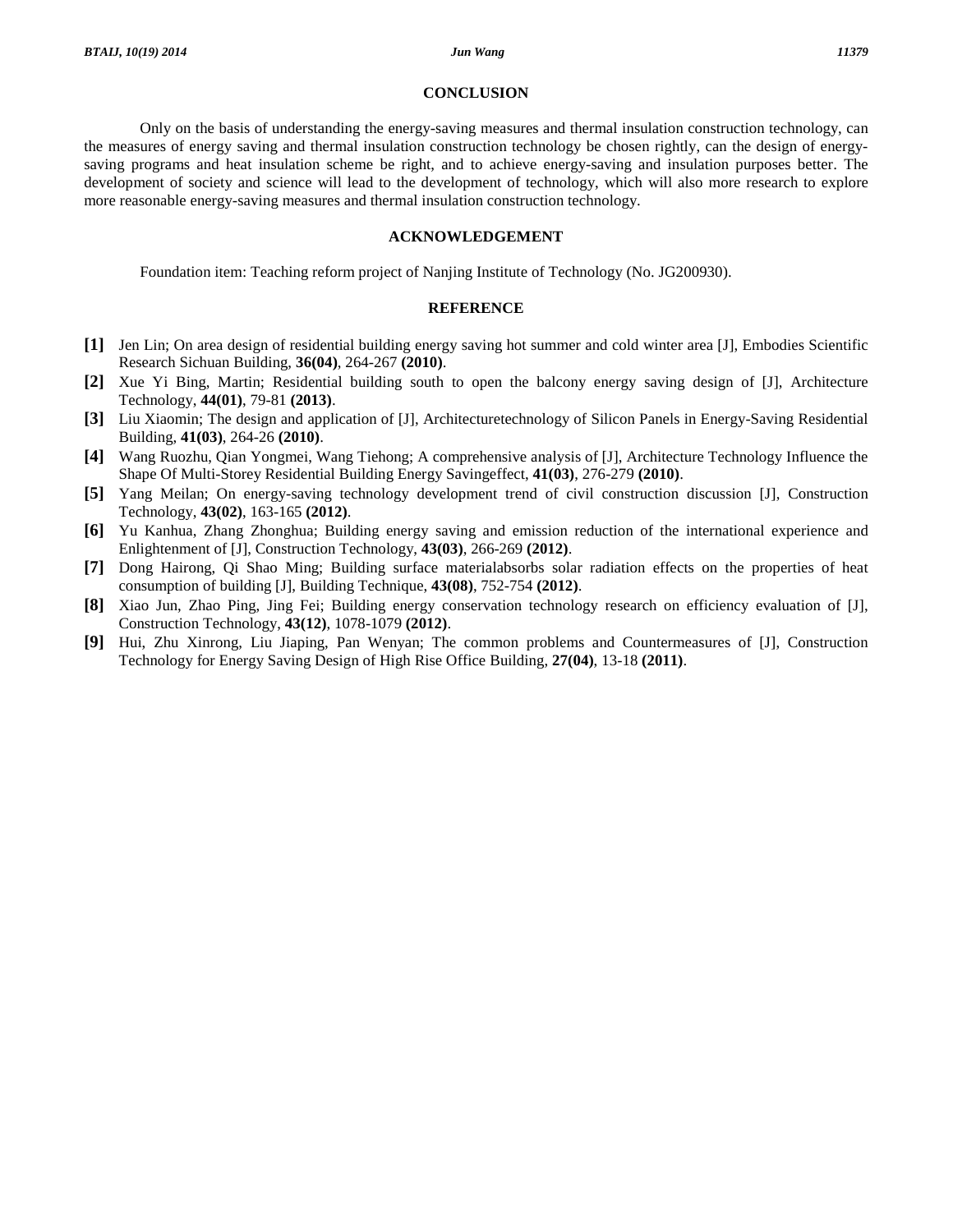## CONCLUSION

Only on the basis of understanding the energy-saving measures and thermal insulation construction technology, can the measures of energy saving and thermal insulation construction technology be chosen rightly, can the design of energy-saving programs and heat insulation scheme be right, and to achieve energy-saving and insulation purposes better. The development of society and science will lead to the development of technology, which will also more research to explore more reasonable energy-saving measures and thermal insulation construction technology.

## ACKNOWLEDGEMENT

Foundation item: Teaching reform project of Nanjing Institute of Technology (No. JG200930).

## REFERENCE

**[1]** Jen Lin; On area design of residential building energy saving hot summer and cold winter area [J], Embodies Scientific Research Sichuan Building, **36(04)**, 264-267 **(2010)**.

**[2]** Xue Yi Bing, Martin; Residential building south to open the balcony energy saving design of [J], Architecture Technology, **44(01)**, 79-81 **(2013)**.

**[3]** Liu Xiaomin; The design and application of [J], Architecturetechnology of Silicon Panels in Energy-Saving Residential Building, **41(03)**, 264-26 **(2010)**.

**[4]** Wang Ruozhu, Qian Yongmei, Wang Tiehong; A comprehensive analysis of [J], Architecture Technology Influence the Shape Of Multi-Storey Residential Building Energy Savingeffect, **41(03)**, 276-279 **(2010)**.

**[5]** Yang Meilan; On energy-saving technology development trend of civil construction discussion [J], Construction Technology, **43(02)**, 163-165 **(2012)**.

**[6]** Yu Kanhua, Zhang Zhonghua; Building energy saving and emission reduction of the international experience and Enlightenment of [J], Construction Technology, **43(03)**, 266-269 **(2012)**.

**[7]** Dong Hairong, Qi Shao Ming; Building surface materialabsorbs solar radiation effects on the properties of heat consumption of building [J], Building Technique, **43(08)**, 752-754 **(2012)**.

**[8]** Xiao Jun, Zhao Ping, Jing Fei; Building energy conservation technology research on efficiency evaluation of [J], Construction Technology, **43(12)**, 1078-1079 **(2012)**.

**[9]** Hui, Zhu Xinrong, Liu Jiaping, Pan Wenyan; The common problems and Countermeasures of [J], Construction Technology for Energy Saving Design of High Rise Office Building, **27(04)**, 13-18 **(2011)**.